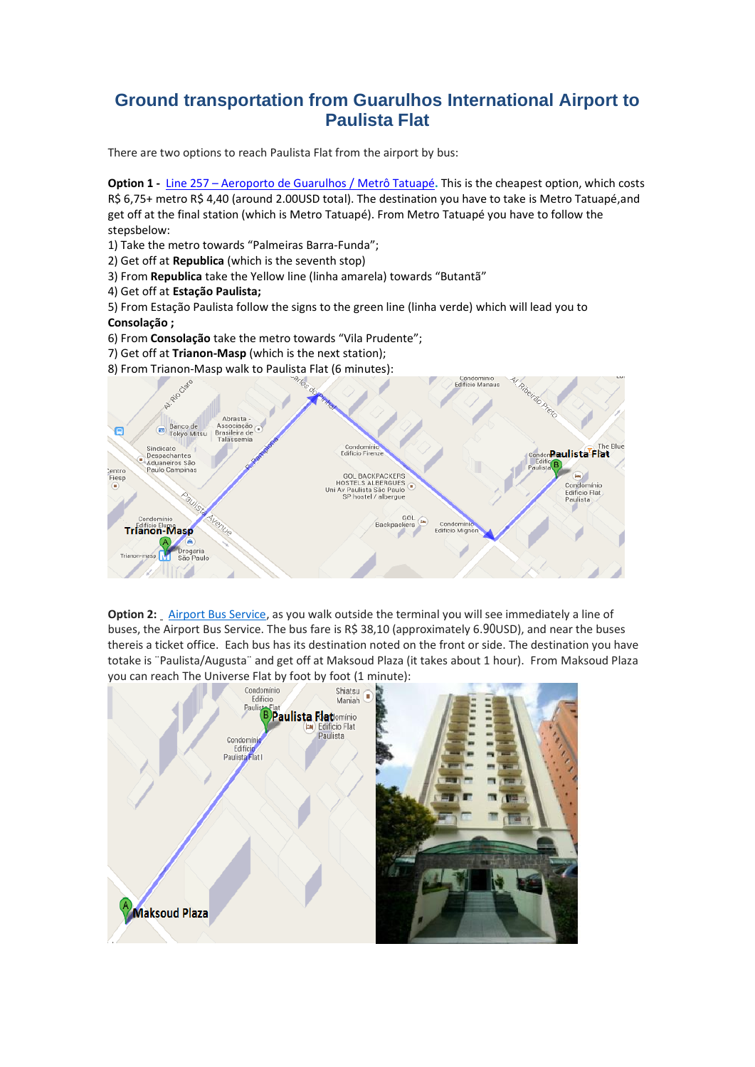# Ground transportation from Guarulhos International Airport to Paulista Flat

There are two options to reach Paulista Flat from the airport by bus:

**Option 1 -** Line 257 – Aeroporto de Guarulhos / Metrô Tatuapé. This is the cheapest option, which costs R$ 6,75+ metro R$ 4,40 (around 2.00USD total). The destination you have to take is Metro Tatuapé,and get off at the final station (which is Metro Tatuapé). From Metro Tatuapé you have to follow the stepsbelow:

1) Take the metro towards "Palmeiras Barra-Funda";
2) Get off at **Republica** (which is the seventh stop)
3) From **Republica** take the Yellow line (linha amarela) towards "Butantã"
4) Get off at **Estação Paulista;**
5) From Estação Paulista follow the signs to the green line (linha verde) which will lead you to **Consolação ;**
6) From **Consolação** take the metro towards "Vila Prudente";
7) Get off at **Trianon-Masp** (which is the next station);
8) From Trianon-Masp walk to Paulista Flat (6 minutes):

**Option 2:** Airport Bus Service, as you walk outside the terminal you will see immediately a line of buses, the Airport Bus Service. The bus fare is R$ 38,10 (approximately 6.90USD), and near the buses thereis a ticket office. Each bus has its destination noted on the front or side. The destination you have totake is ¨Paulista/Augusta¨ and get off at Maksoud Plaza (it takes about 1 hour). From Maksoud Plaza you can reach The Universe Flat by foot by foot (1 minute):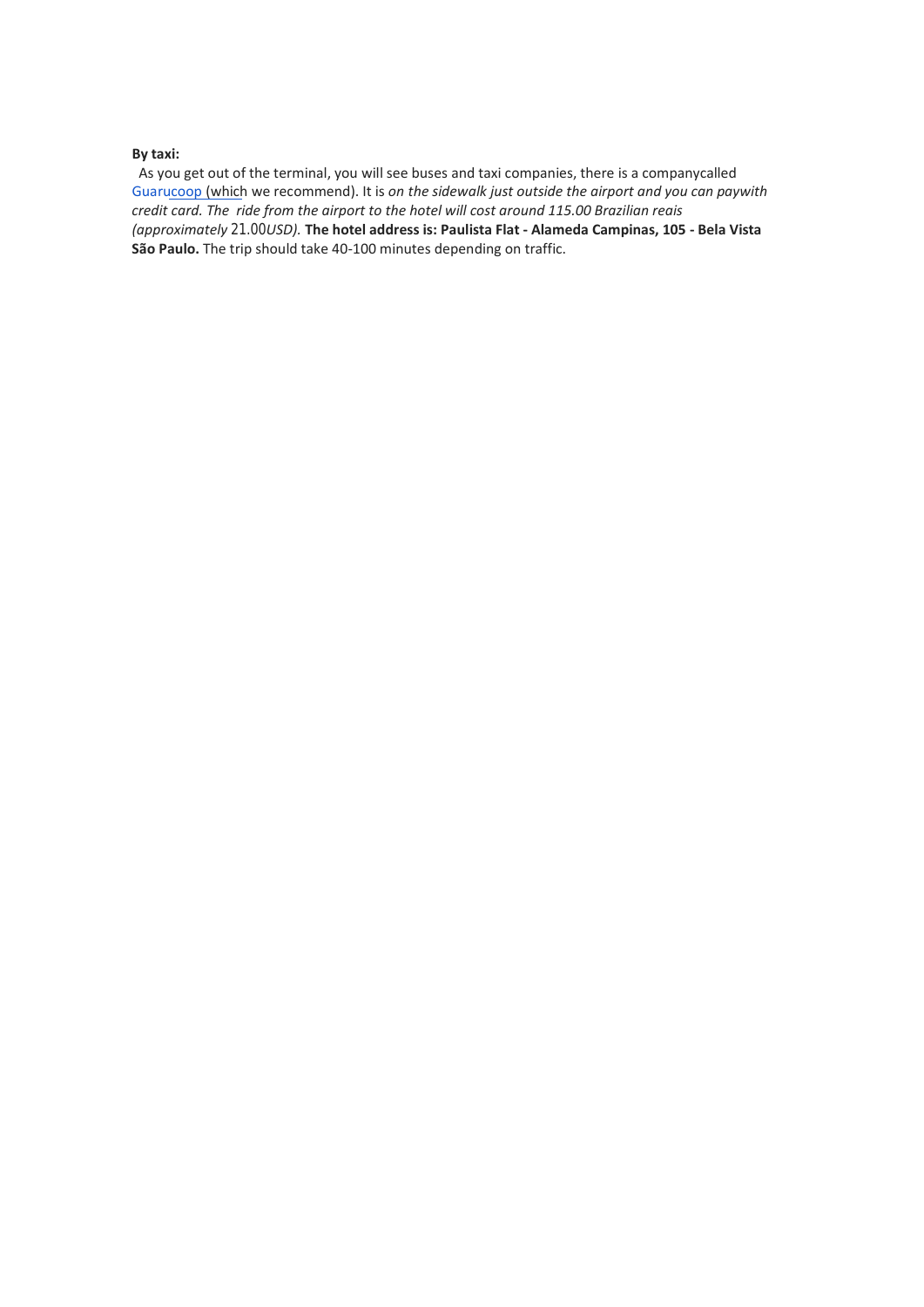**By taxi:**

As you get out of the terminal, you will see buses and taxi companies, there is a companycalled Guarucoop (which we recommend). It is *on the sidewalk just outside the airport and you can paywith credit card. The ride from the airport to the hotel will cost around 115.00 Brazilian reais (approximately* 21.00*USD).* **The hotel address is: Paulista Flat - Alameda Campinas, 105 - Bela Vista São Paulo.** The trip should take 40-100 minutes depending on traffic.